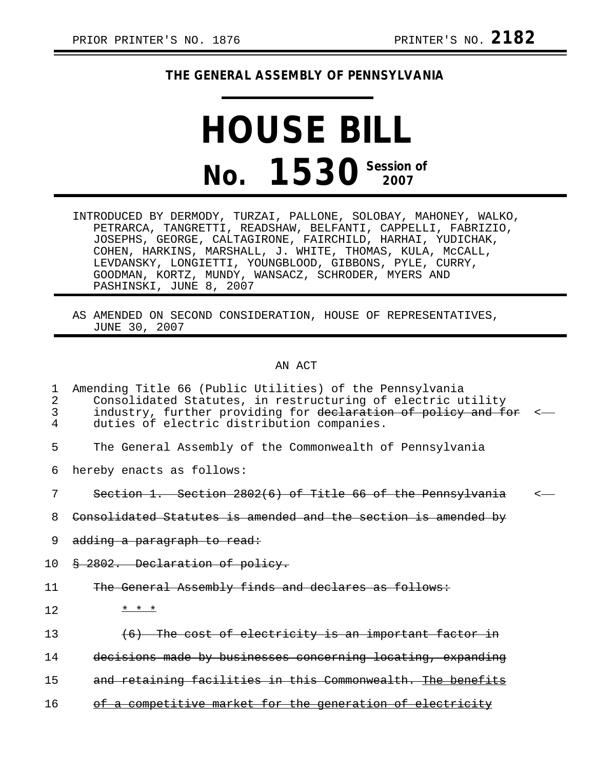PRIOR PRINTER'S NO. 1876 PRINTER'S NO. **2182**

**THE GENERAL ASSEMBLY OF PENNSYLVANIA**

# HOUSE BILL

# No. 1530 Session of 2007

INTRODUCED BY DERMODY, TURZAI, PALLONE, SOLOBAY, MAHONEY, WALKO, PETRARCA, TANGRETTI, READSHAW, BELFANTI, CAPPELLI, FABRIZIO, JOSEPHS, GEORGE, CALTAGIRONE, FAIRCHILD, HARHAI, YUDICHAK, COHEN, HARKINS, MARSHALL, J. WHITE, THOMAS, KULA, McCALL, LEVDANSKY, LONGIETTI, YOUNGBLOOD, GIBBONS, PYLE, CURRY, GOODMAN, KORTZ, MUNDY, WANSACZ, SCHRODER, MYERS AND PASHINSKI, JUNE 8, 2007

AS AMENDED ON SECOND CONSIDERATION, HOUSE OF REPRESENTATIVES, JUNE 30, 2007

AN ACT

1 Amending Title 66 (Public Utilities) of the Pennsylvania
2 Consolidated Statutes, in restructuring of electric utility
3 industry, further providing for ~~declaration of policy and for~~ <
4 duties of electric distribution companies.

5 The General Assembly of the Commonwealth of Pennsylvania
6 hereby enacts as follows:

7 ~~Section 1. Section 2802(6) of Title 66 of the Pennsylvania~~ <
8 ~~Consolidated Statutes is amended and the section is amended by~~
9 ~~adding a paragraph to read:~~

10 ~~§ 2802. Declaration of policy.~~

11 ~~The General Assembly finds and declares as follows:~~

12 ~~* * *~~

13 ~~(6) The cost of electricity is an important factor in~~
14 ~~decisions made by businesses concerning locating, expanding~~
15 ~~and retaining facilities in this Commonwealth. The benefits~~
16 ~~of a competitive market for the generation of electricity~~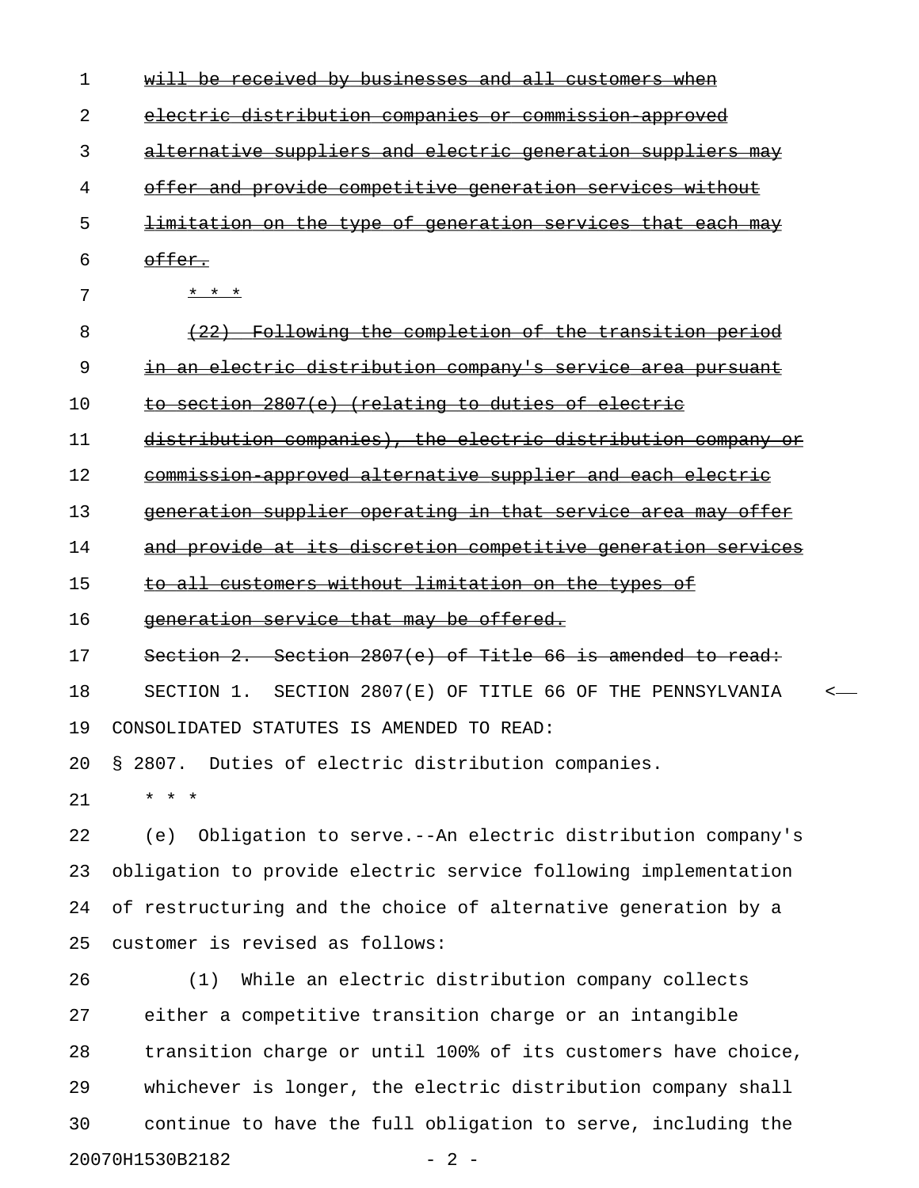~~will be received by businesses and all customers when electric distribution companies or commission-approved alternative suppliers and electric generation suppliers may offer and provide competitive generation services without limitation on the type of generation services that each may offer.~~

~~* * *~~

~~(22) Following the completion of the transition period in an electric distribution company's service area pursuant to section 2807(e) (relating to duties of electric distribution companies), the electric distribution company or commission-approved alternative supplier and each electric generation supplier operating in that service area may offer and provide at its discretion competitive generation services to all customers without limitation on the types of generation service that may be offered.~~

~~Section 2. Section 2807(e) of Title 66 is amended to read:~~

SECTION 1. SECTION 2807(E) OF TITLE 66 OF THE PENNSYLVANIA CONSOLIDATED STATUTES IS AMENDED TO READ:

§ 2807. Duties of electric distribution companies.

* * *

(e) Obligation to serve.--An electric distribution company's obligation to provide electric service following implementation of restructuring and the choice of alternative generation by a customer is revised as follows:

(1) While an electric distribution company collects either a competitive transition charge or an intangible transition charge or until 100% of its customers have choice, whichever is longer, the electric distribution company shall continue to have the full obligation to serve, including the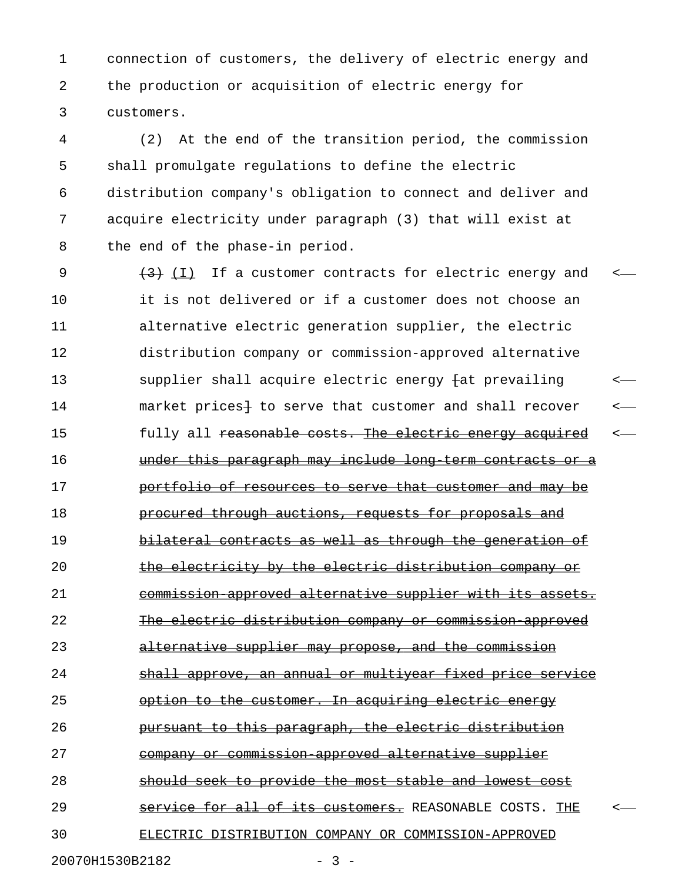connection of customers, the delivery of electric energy and the production or acquisition of electric energy for customers.

(2) At the end of the transition period, the commission shall promulgate regulations to define the electric distribution company's obligation to connect and deliver and acquire electricity under paragraph (3) that will exist at the end of the phase-in period.

~~(3)~~ (I) If a customer contracts for electric energy and it is not delivered or if a customer does not choose an alternative electric generation supplier, the electric distribution company or commission-approved alternative supplier shall acquire electric energy [at prevailing market prices] to serve that customer and shall recover fully all ~~reasonable costs. The electric energy acquired under this paragraph may include long-term contracts or a portfolio of resources to serve that customer and may be procured through auctions, requests for proposals and bilateral contracts as well as through the generation of the electricity by the electric distribution company or commission-approved alternative supplier with its assets. The electric distribution company or commission-approved alternative supplier may propose, and the commission shall approve, an annual or multiyear fixed price service option to the customer. In acquiring electric energy pursuant to this paragraph, the electric distribution company or commission-approved alternative supplier should seek to provide the most stable and lowest cost service for all of its customers.~~ REASONABLE COSTS. THE ELECTRIC DISTRIBUTION COMPANY OR COMMISSION-APPROVED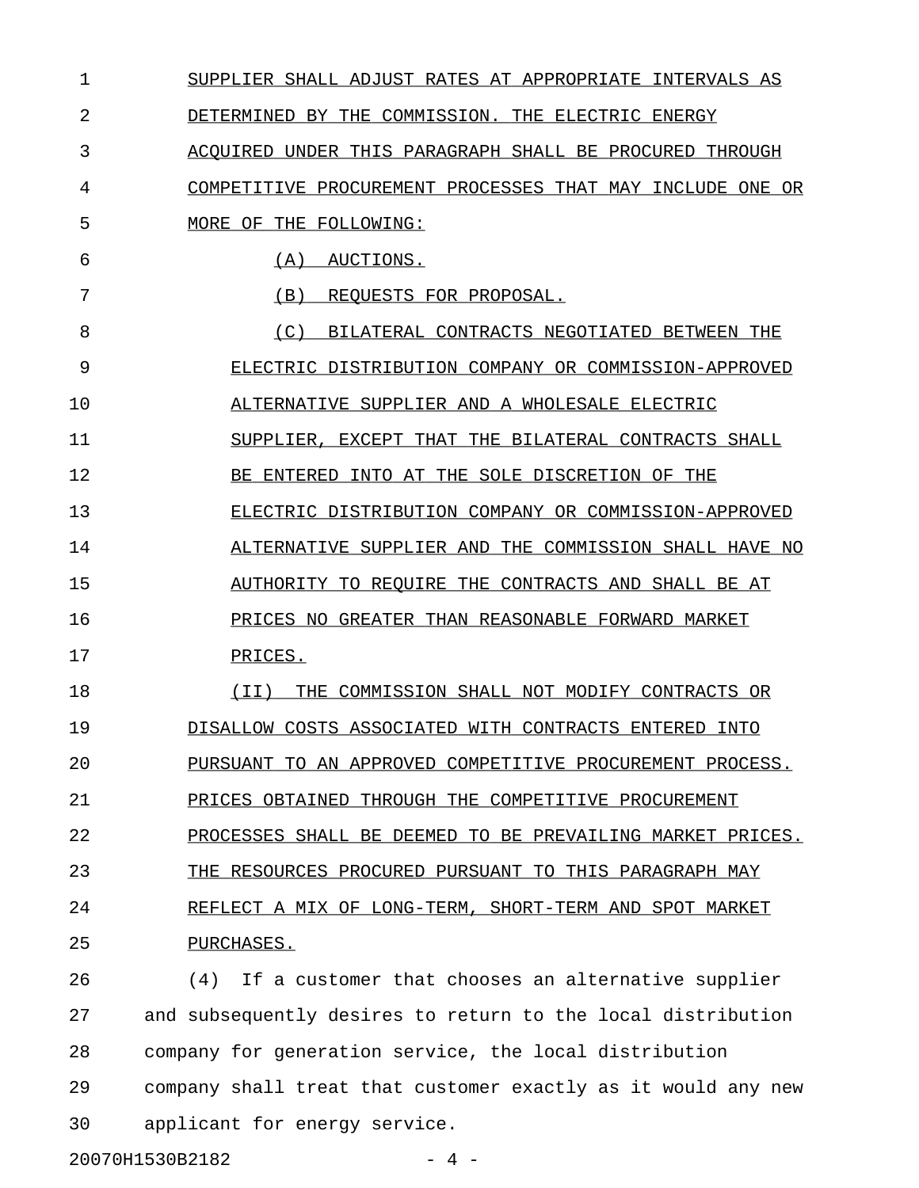SUPPLIER SHALL ADJUST RATES AT APPROPRIATE INTERVALS AS DETERMINED BY THE COMMISSION. THE ELECTRIC ENERGY ACQUIRED UNDER THIS PARAGRAPH SHALL BE PROCURED THROUGH COMPETITIVE PROCUREMENT PROCESSES THAT MAY INCLUDE ONE OR MORE OF THE FOLLOWING:

(A) AUCTIONS.

(B) REQUESTS FOR PROPOSAL.

(C) BILATERAL CONTRACTS NEGOTIATED BETWEEN THE ELECTRIC DISTRIBUTION COMPANY OR COMMISSION-APPROVED ALTERNATIVE SUPPLIER AND A WHOLESALE ELECTRIC SUPPLIER, EXCEPT THAT THE BILATERAL CONTRACTS SHALL BE ENTERED INTO AT THE SOLE DISCRETION OF THE ELECTRIC DISTRIBUTION COMPANY OR COMMISSION-APPROVED ALTERNATIVE SUPPLIER AND THE COMMISSION SHALL HAVE NO AUTHORITY TO REQUIRE THE CONTRACTS AND SHALL BE AT PRICES NO GREATER THAN REASONABLE FORWARD MARKET PRICES.

(II) THE COMMISSION SHALL NOT MODIFY CONTRACTS OR DISALLOW COSTS ASSOCIATED WITH CONTRACTS ENTERED INTO PURSUANT TO AN APPROVED COMPETITIVE PROCUREMENT PROCESS. PRICES OBTAINED THROUGH THE COMPETITIVE PROCUREMENT PROCESSES SHALL BE DEEMED TO BE PREVAILING MARKET PRICES. THE RESOURCES PROCURED PURSUANT TO THIS PARAGRAPH MAY REFLECT A MIX OF LONG-TERM, SHORT-TERM AND SPOT MARKET PURCHASES.

(4) If a customer that chooses an alternative supplier and subsequently desires to return to the local distribution company for generation service, the local distribution company shall treat that customer exactly as it would any new applicant for energy service.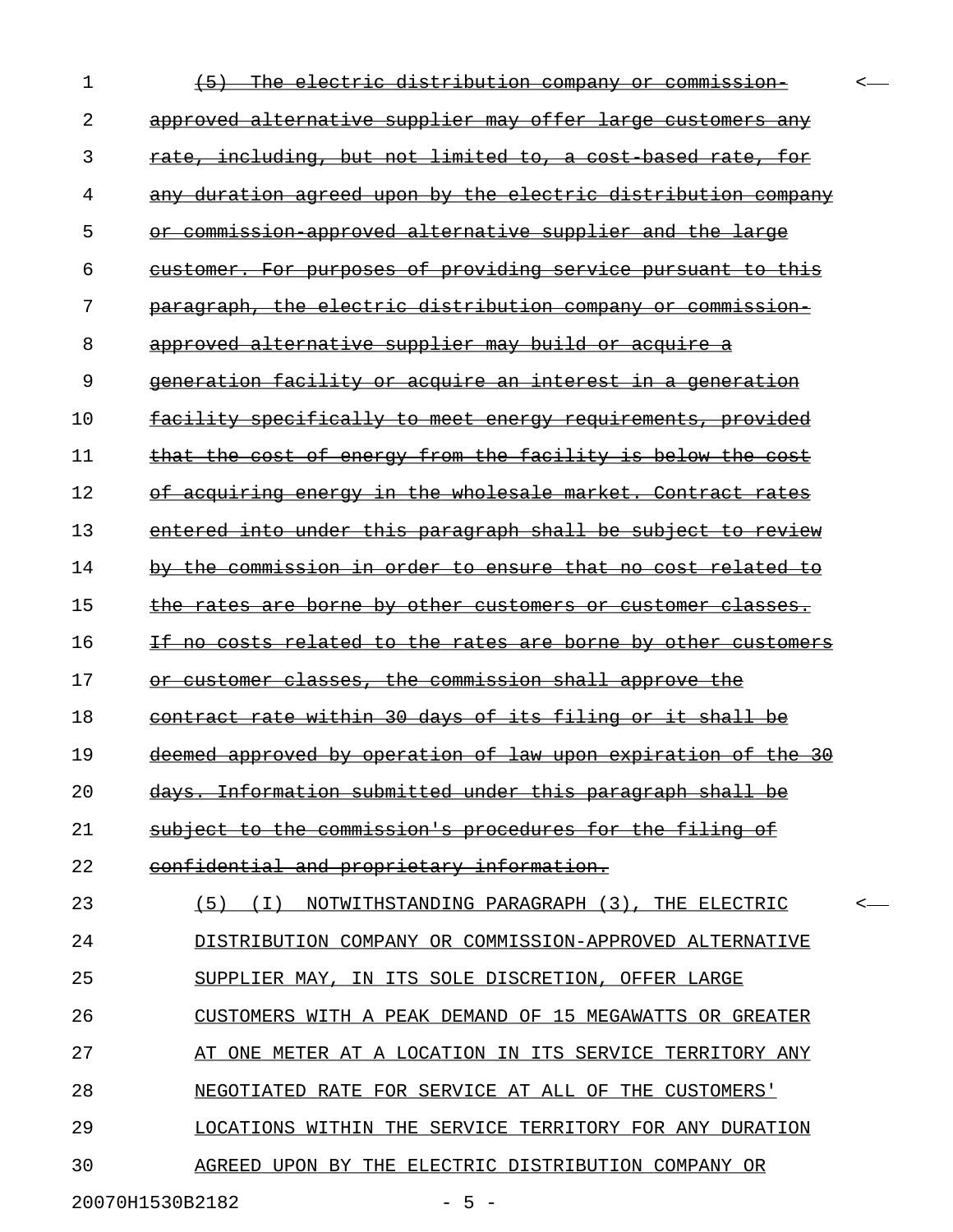~~(5) The electric distribution company or commission-approved alternative supplier may offer large customers any rate, including, but not limited to, a cost-based rate, for any duration agreed upon by the electric distribution company or commission-approved alternative supplier and the large customer. For purposes of providing service pursuant to this paragraph, the electric distribution company or commission-approved alternative supplier may build or acquire a generation facility or acquire an interest in a generation facility specifically to meet energy requirements, provided that the cost of energy from the facility is below the cost of acquiring energy in the wholesale market. Contract rates entered into under this paragraph shall be subject to review by the commission in order to ensure that no cost related to the rates are borne by other customers or customer classes. If no costs related to the rates are borne by other customers or customer classes, the commission shall approve the contract rate within 30 days of its filing or it shall be deemed approved by operation of law upon expiration of the 30 days. Information submitted under this paragraph shall be subject to the commission's procedures for the filing of confidential and proprietary information.~~

<u>(5) (I) NOTWITHSTANDING PARAGRAPH (3), THE ELECTRIC DISTRIBUTION COMPANY OR COMMISSION-APPROVED ALTERNATIVE SUPPLIER MAY, IN ITS SOLE DISCRETION, OFFER LARGE CUSTOMERS WITH A PEAK DEMAND OF 15 MEGAWATTS OR GREATER AT ONE METER AT A LOCATION IN ITS SERVICE TERRITORY ANY NEGOTIATED RATE FOR SERVICE AT ALL OF THE CUSTOMERS' LOCATIONS WITHIN THE SERVICE TERRITORY FOR ANY DURATION AGREED UPON BY THE ELECTRIC DISTRIBUTION COMPANY OR</u>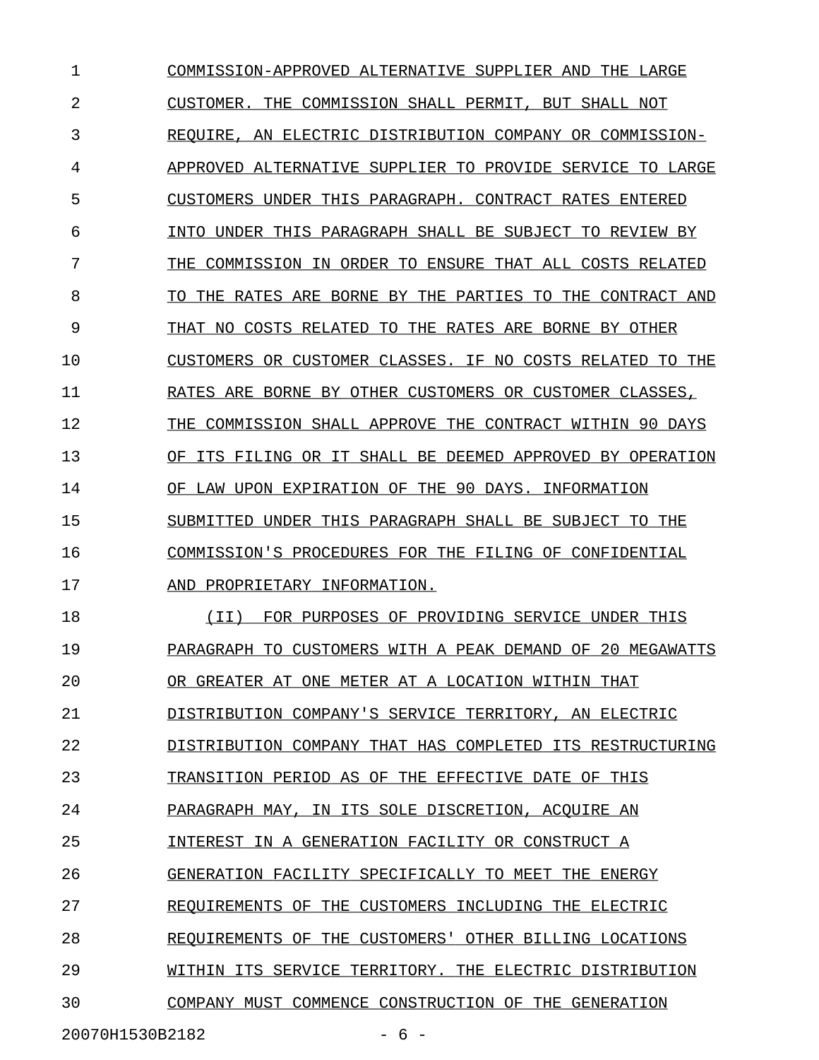COMMISSION-APPROVED ALTERNATIVE SUPPLIER AND THE LARGE CUSTOMER. THE COMMISSION SHALL PERMIT, BUT SHALL NOT REQUIRE, AN ELECTRIC DISTRIBUTION COMPANY OR COMMISSION-APPROVED ALTERNATIVE SUPPLIER TO PROVIDE SERVICE TO LARGE CUSTOMERS UNDER THIS PARAGRAPH. CONTRACT RATES ENTERED INTO UNDER THIS PARAGRAPH SHALL BE SUBJECT TO REVIEW BY THE COMMISSION IN ORDER TO ENSURE THAT ALL COSTS RELATED TO THE RATES ARE BORNE BY THE PARTIES TO THE CONTRACT AND THAT NO COSTS RELATED TO THE RATES ARE BORNE BY OTHER CUSTOMERS OR CUSTOMER CLASSES. IF NO COSTS RELATED TO THE RATES ARE BORNE BY OTHER CUSTOMERS OR CUSTOMER CLASSES, THE COMMISSION SHALL APPROVE THE CONTRACT WITHIN 90 DAYS OF ITS FILING OR IT SHALL BE DEEMED APPROVED BY OPERATION OF LAW UPON EXPIRATION OF THE 90 DAYS. INFORMATION SUBMITTED UNDER THIS PARAGRAPH SHALL BE SUBJECT TO THE COMMISSION'S PROCEDURES FOR THE FILING OF CONFIDENTIAL AND PROPRIETARY INFORMATION.

(II) FOR PURPOSES OF PROVIDING SERVICE UNDER THIS PARAGRAPH TO CUSTOMERS WITH A PEAK DEMAND OF 20 MEGAWATTS OR GREATER AT ONE METER AT A LOCATION WITHIN THAT DISTRIBUTION COMPANY'S SERVICE TERRITORY, AN ELECTRIC DISTRIBUTION COMPANY THAT HAS COMPLETED ITS RESTRUCTURING TRANSITION PERIOD AS OF THE EFFECTIVE DATE OF THIS PARAGRAPH MAY, IN ITS SOLE DISCRETION, ACQUIRE AN INTEREST IN A GENERATION FACILITY OR CONSTRUCT A GENERATION FACILITY SPECIFICALLY TO MEET THE ENERGY REQUIREMENTS OF THE CUSTOMERS INCLUDING THE ELECTRIC REQUIREMENTS OF THE CUSTOMERS' OTHER BILLING LOCATIONS WITHIN ITS SERVICE TERRITORY. THE ELECTRIC DISTRIBUTION COMPANY MUST COMMENCE CONSTRUCTION OF THE GENERATION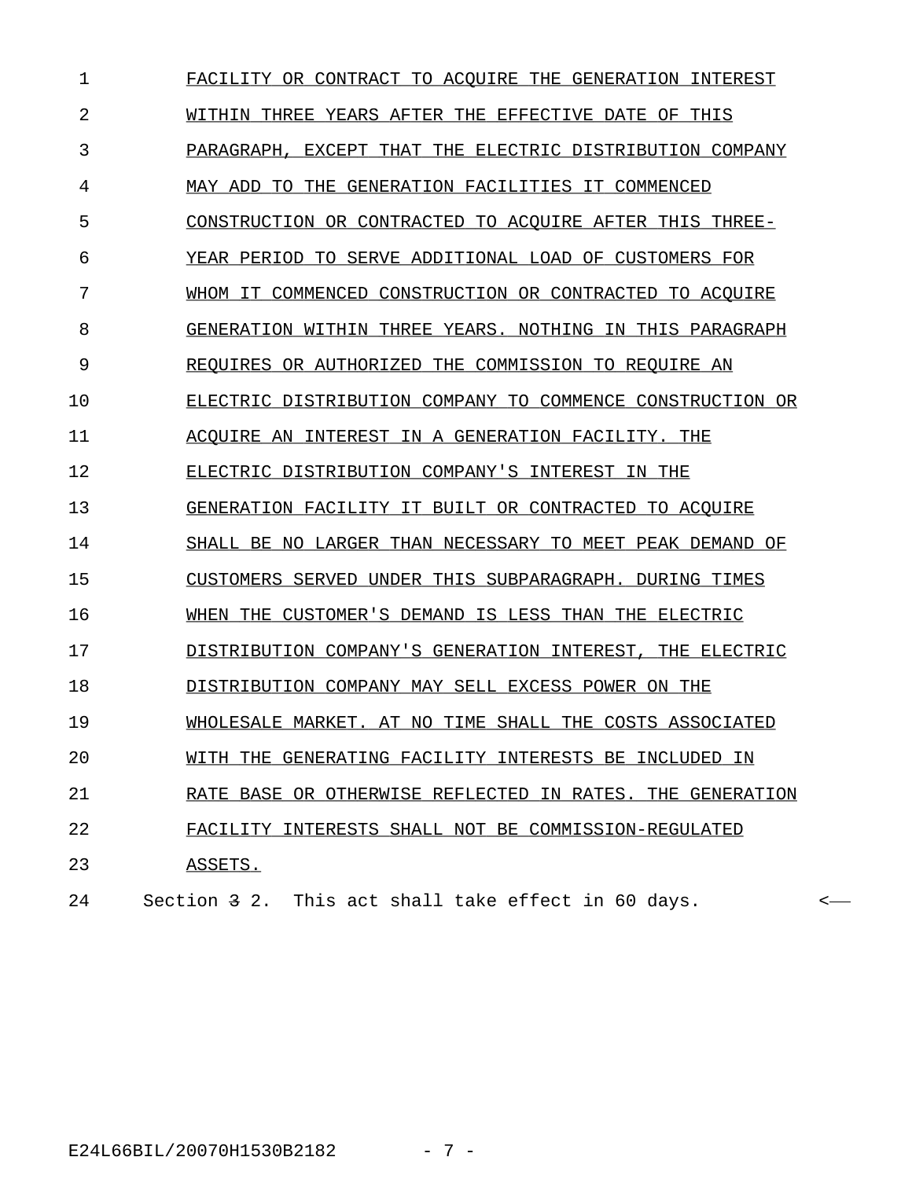FACILITY OR CONTRACT TO ACQUIRE THE GENERATION INTEREST WITHIN THREE YEARS AFTER THE EFFECTIVE DATE OF THIS PARAGRAPH, EXCEPT THAT THE ELECTRIC DISTRIBUTION COMPANY MAY ADD TO THE GENERATION FACILITIES IT COMMENCED CONSTRUCTION OR CONTRACTED TO ACQUIRE AFTER THIS THREE-YEAR PERIOD TO SERVE ADDITIONAL LOAD OF CUSTOMERS FOR WHOM IT COMMENCED CONSTRUCTION OR CONTRACTED TO ACQUIRE GENERATION WITHIN THREE YEARS. NOTHING IN THIS PARAGRAPH REQUIRES OR AUTHORIZED THE COMMISSION TO REQUIRE AN ELECTRIC DISTRIBUTION COMPANY TO COMMENCE CONSTRUCTION OR ACQUIRE AN INTEREST IN A GENERATION FACILITY. THE ELECTRIC DISTRIBUTION COMPANY'S INTEREST IN THE GENERATION FACILITY IT BUILT OR CONTRACTED TO ACQUIRE SHALL BE NO LARGER THAN NECESSARY TO MEET PEAK DEMAND OF CUSTOMERS SERVED UNDER THIS SUBPARAGRAPH. DURING TIMES WHEN THE CUSTOMER'S DEMAND IS LESS THAN THE ELECTRIC DISTRIBUTION COMPANY'S GENERATION INTEREST, THE ELECTRIC DISTRIBUTION COMPANY MAY SELL EXCESS POWER ON THE WHOLESALE MARKET. AT NO TIME SHALL THE COSTS ASSOCIATED WITH THE GENERATING FACILITY INTERESTS BE INCLUDED IN RATE BASE OR OTHERWISE REFLECTED IN RATES. THE GENERATION FACILITY INTERESTS SHALL NOT BE COMMISSION-REGULATED ASSETS.

Section ~~3~~ 2. This act shall take effect in 60 days.